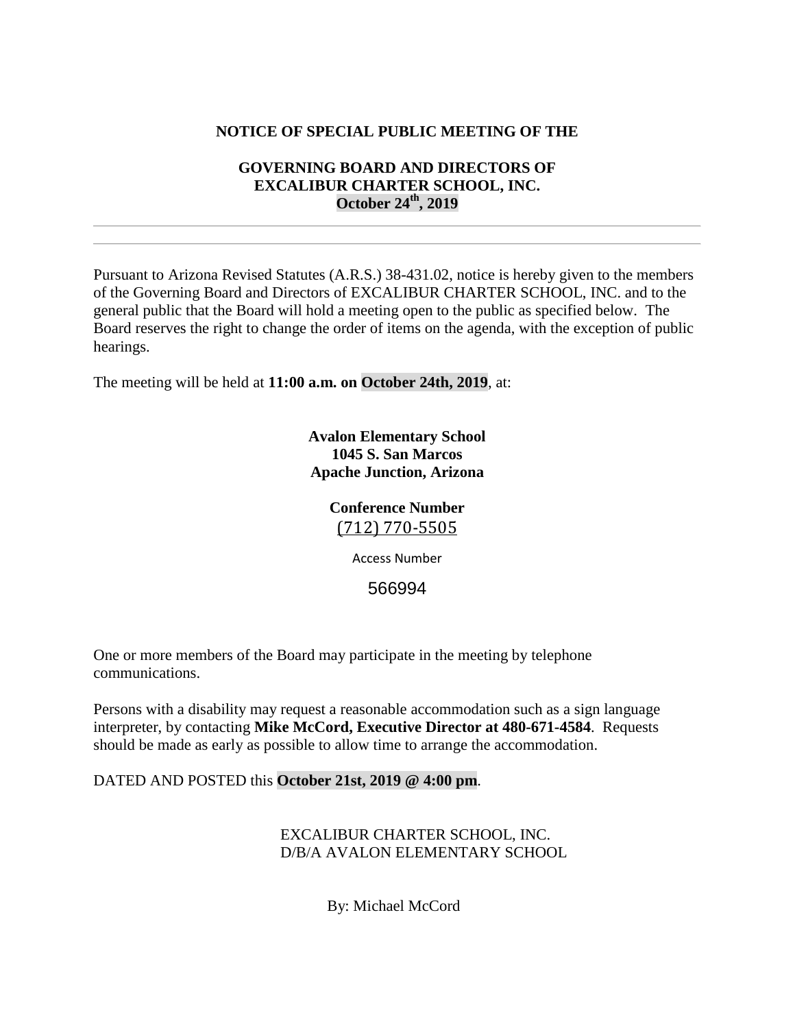**NOTICE OF SPECIAL PUBLIC MEETING OF THE**

**GOVERNING BOARD AND DIRECTORS OF EXCALIBUR CHARTER SCHOOL, INC.**
**October 24th, 2019**

---

Pursuant to Arizona Revised Statutes (A.R.S.) 38-431.02, notice is hereby given to the members of the Governing Board and Directors of EXCALIBUR CHARTER SCHOOL, INC. and to the general public that the Board will hold a meeting open to the public as specified below. The Board reserves the right to change the order of items on the agenda, with the exception of public hearings.

The meeting will be held at **11:00 a.m. on October 24th, 2019**, at:

**Avalon Elementary School**
**1045 S. San Marcos**
**Apache Junction, Arizona**

**Conference Number**
(712) 770-5505

Access Number

566994

One or more members of the Board may participate in the meeting by telephone communications.

Persons with a disability may request a reasonable accommodation such as a sign language interpreter, by contacting **Mike McCord, Executive Director at 480-671-4584**. Requests should be made as early as possible to allow time to arrange the accommodation.

DATED AND POSTED this **October 21st, 2019 @ 4:00 pm**.

EXCALIBUR CHARTER SCHOOL, INC.
D/B/A AVALON ELEMENTARY SCHOOL

By: Michael McCord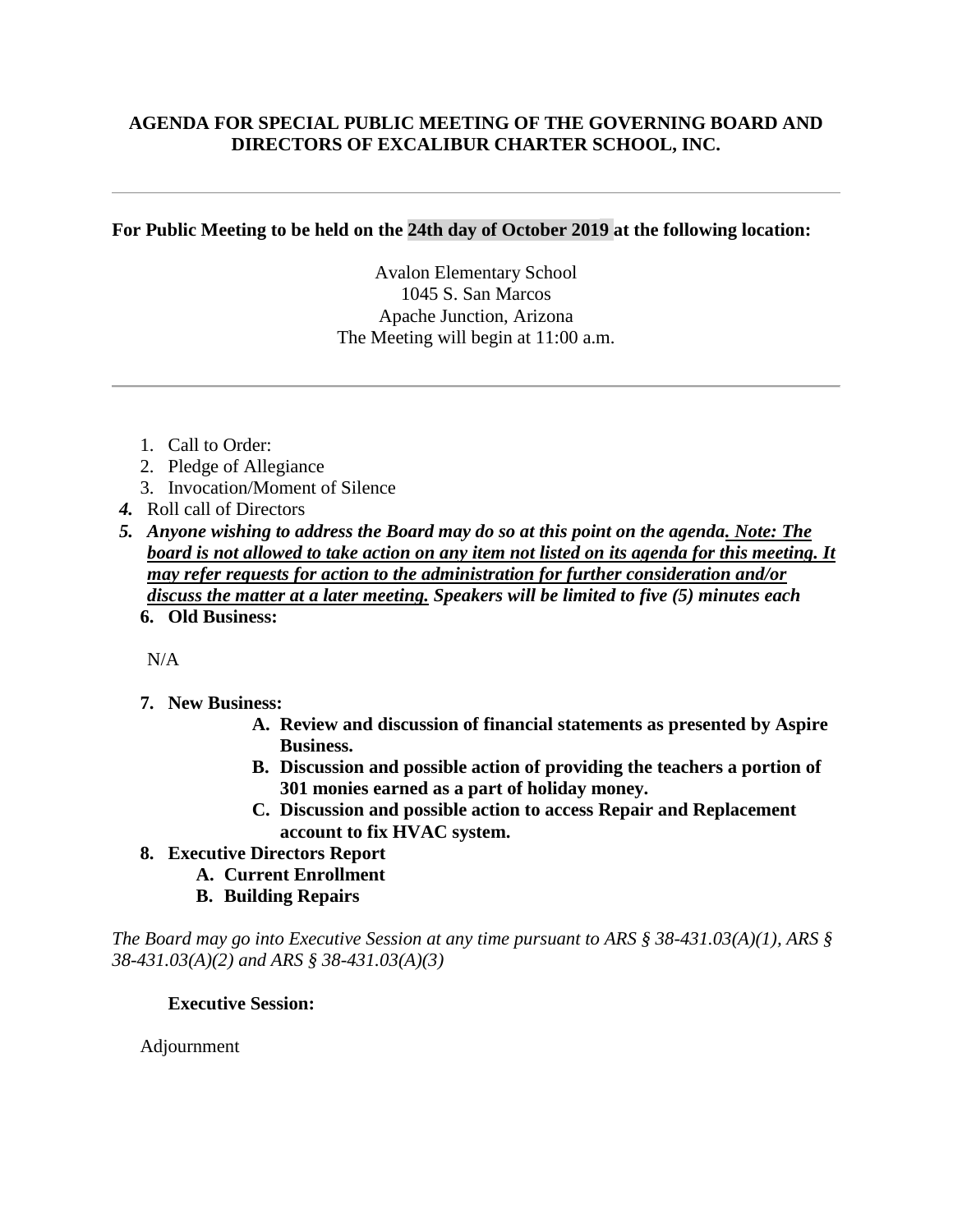**AGENDA FOR SPECIAL PUBLIC MEETING OF THE GOVERNING BOARD AND DIRECTORS OF EXCALIBUR CHARTER SCHOOL, INC.**

---

**For Public Meeting to be held on the 24th day of October 2019 at the following location:**

Avalon Elementary School
1045 S. San Marcos
Apache Junction, Arizona
The Meeting will begin at 11:00 a.m.

---

1. Call to Order:
2. Pledge of Allegiance
3. Invocation/Moment of Silence
4. Roll call of Directors
5. ***Anyone wishing to address the Board may do so at this point on the agenda. <u>Note: The board is not allowed to take action on any item not listed on its agenda for this meeting. It may refer requests for action to the administration for further consideration and/or discuss the matter at a later meeting.</u> Speakers will be limited to five (5) minutes each***
6. **Old Business:**

   N/A

7. **New Business:**
   - **A. Review and discussion of financial statements as presented by Aspire Business.**
   - **B. Discussion and possible action of providing the teachers a portion of 301 monies earned as a part of holiday money.**
   - **C. Discussion and possible action to access Repair and Replacement account to fix HVAC system.**
8. **Executive Directors Report**
   - **A. Current Enrollment**
   - **B. Building Repairs**

*The Board may go into Executive Session at any time pursuant to ARS § 38-431.03(A)(1), ARS § 38-431.03(A)(2) and ARS § 38-431.03(A)(3)*

**Executive Session:**

Adjournment